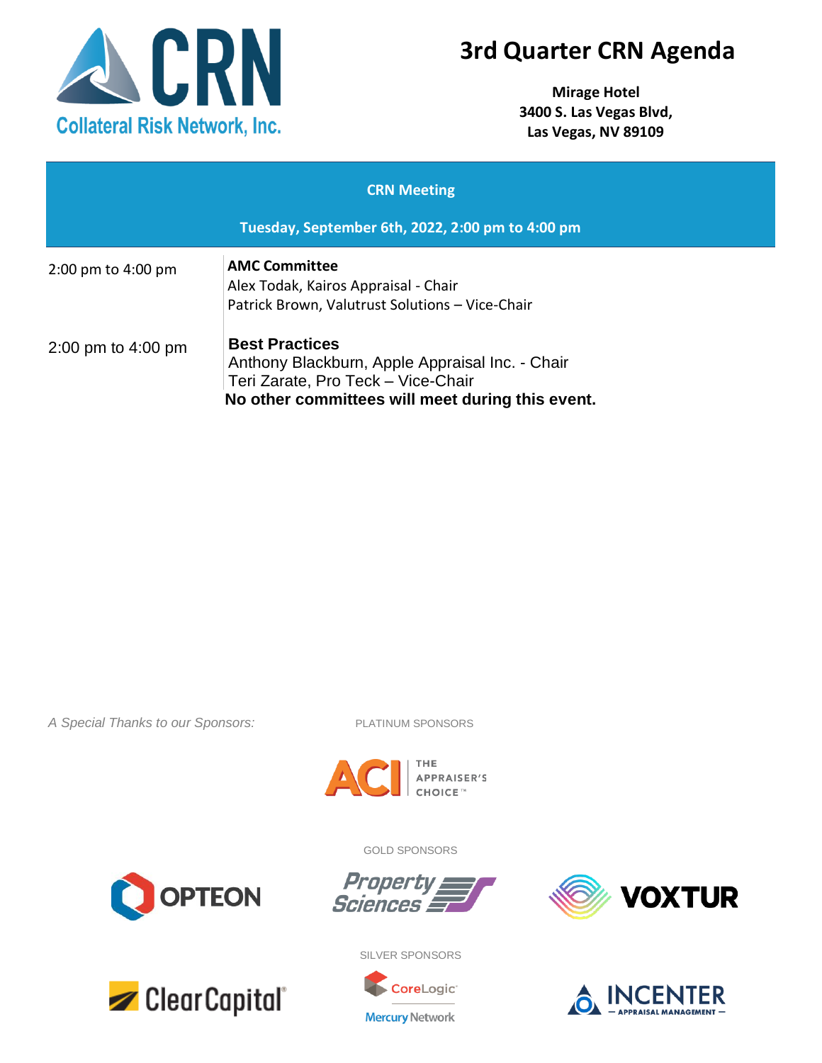# 3rd Quarter CRN Agenda

**Mirage Hotel**
**3400 S. Las Vegas Blvd,**
**Las Vegas, NV 89109**

## CRN Meeting

**Tuesday, September 6th, 2022, 2:00 pm to 4:00 pm**

| Time | Session |
| --- | --- |
| 2:00 pm to 4:00 pm | **AMC Committee**<br>Alex Todak, Kairos Appraisal - Chair<br>Patrick Brown, Valutrust Solutions – Vice-Chair |
| 2:00 pm to 4:00 pm | **Best Practices**<br>Anthony Blackburn, Apple Appraisal Inc. - Chair<br>Teri Zarate, Pro Teck – Vice-Chair |

**No other committees will meet during this event.**

*A Special Thanks to our Sponsors:*

PLATINUM SPONSORS

ACI THE APPRAISER'S CHOICE™

GOLD SPONSORS

OPTEON

Property Sciences

VOXTUR

SILVER SPONSORS

ClearCapital®

CoreLogic® Mercury Network

INCENTER — APPRAISAL MANAGEMENT —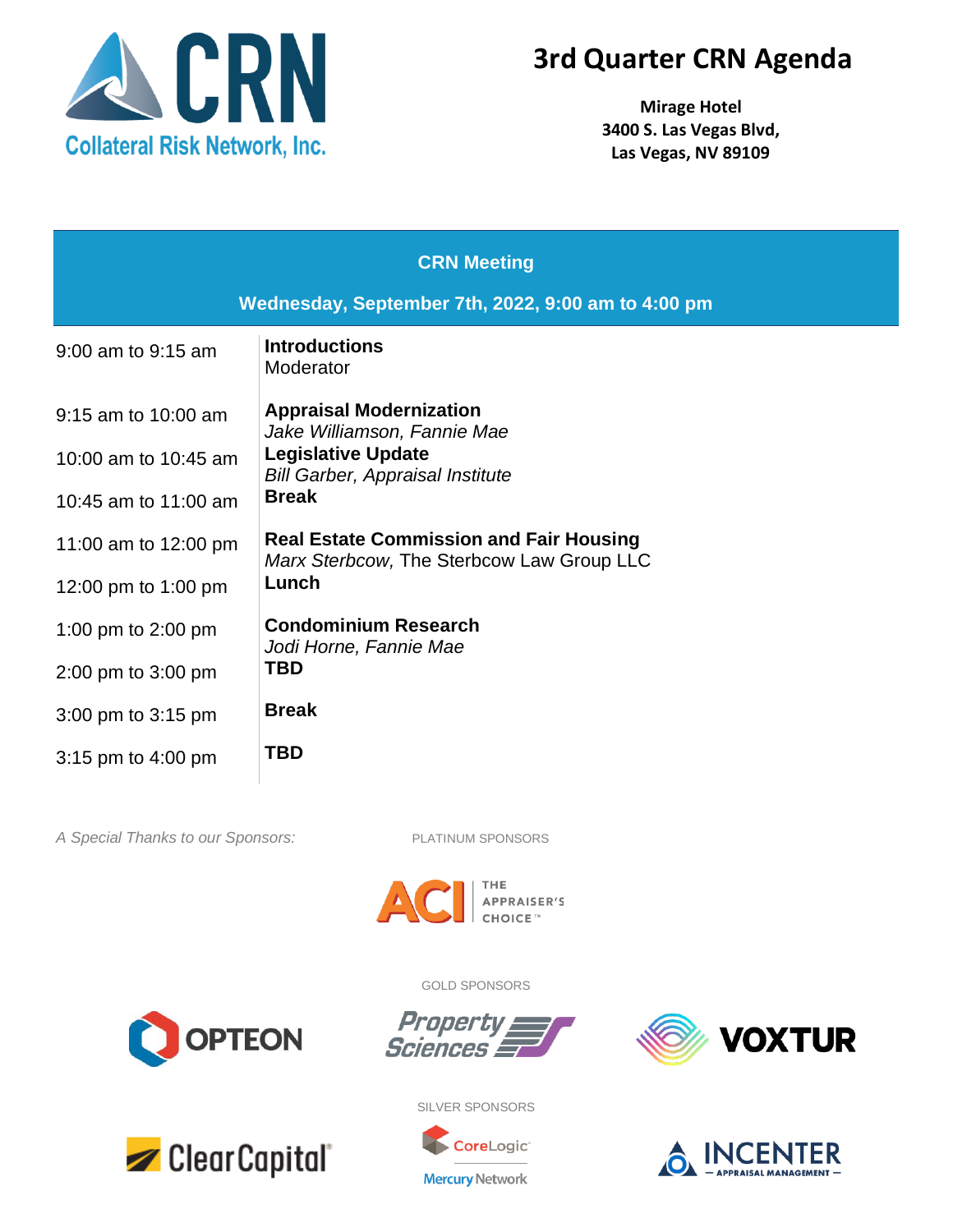# 3rd Quarter CRN Agenda

**Mirage Hotel**
**3400 S. Las Vegas Blvd,**
**Las Vegas, NV 89109**

## CRN Meeting

**Wednesday, September 7th, 2022, 9:00 am to 4:00 pm**

| | |
|---|---|
| 9:00 am to 9:15 am | **Introductions**<br>Moderator |
| 9:15 am to 10:00 am | **Appraisal Modernization**<br>*Jake Williamson, Fannie Mae* |
| 10:00 am to 10:45 am | **Legislative Update**<br>*Bill Garber, Appraisal Institute* |
| 10:45 am to 11:00 am | **Break** |
| 11:00 am to 12:00 pm | **Real Estate Commission and Fair Housing**<br>*Marx Sterbcow,* The Sterbcow Law Group LLC |
| 12:00 pm to 1:00 pm | **Lunch** |
| 1:00 pm to 2:00 pm | **Condominium Research**<br>*Jodi Horne, Fannie Mae* |
| 2:00 pm to 3:00 pm | **TBD** |
| 3:00 pm to 3:15 pm | **Break** |
| 3:15 pm to 4:00 pm | **TBD** |

*A Special Thanks to our Sponsors:*

PLATINUM SPONSORS

ACI THE APPRAISER'S CHOICE™

GOLD SPONSORS

OPTEON

Property Sciences

VOXTUR

SILVER SPONSORS

ClearCapital®

CoreLogic® Mercury Network

INCENTER — APPRAISAL MANAGEMENT —